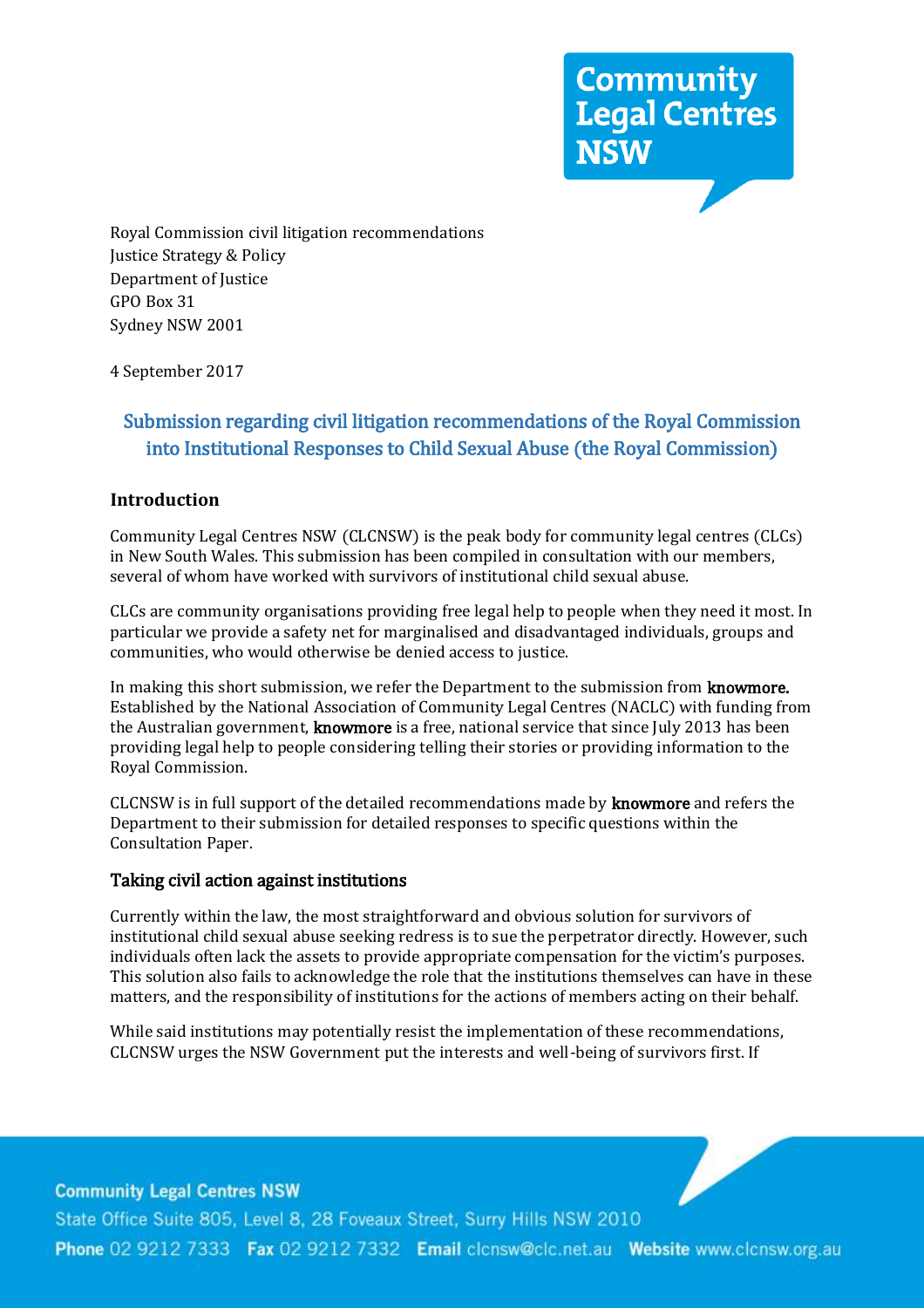Royal Commission civil litigation recommendations
Justice Strategy & Policy
Department of Justice
GPO Box 31
Sydney NSW 2001

4 September 2017

## Submission regarding civil litigation recommendations of the Royal Commission into Institutional Responses to Child Sexual Abuse (the Royal Commission)

### Introduction

Community Legal Centres NSW (CLCNSW) is the peak body for community legal centres (CLCs) in New South Wales. This submission has been compiled in consultation with our members, several of whom have worked with survivors of institutional child sexual abuse.

CLCs are community organisations providing free legal help to people when they need it most. In particular we provide a safety net for marginalised and disadvantaged individuals, groups and communities, who would otherwise be denied access to justice.

In making this short submission, we refer the Department to the submission from **knowmore.** Established by the National Association of Community Legal Centres (NACLC) with funding from the Australian government, **knowmore** is a free, national service that since July 2013 has been providing legal help to people considering telling their stories or providing information to the Royal Commission.

CLCNSW is in full support of the detailed recommendations made by **knowmore** and refers the Department to their submission for detailed responses to specific questions within the Consultation Paper.

### Taking civil action against institutions

Currently within the law, the most straightforward and obvious solution for survivors of institutional child sexual abuse seeking redress is to sue the perpetrator directly. However, such individuals often lack the assets to provide appropriate compensation for the victim's purposes. This solution also fails to acknowledge the role that the institutions themselves can have in these matters, and the responsibility of institutions for the actions of members acting on their behalf.

While said institutions may potentially resist the implementation of these recommendations, CLCNSW urges the NSW Government put the interests and well-being of survivors first. If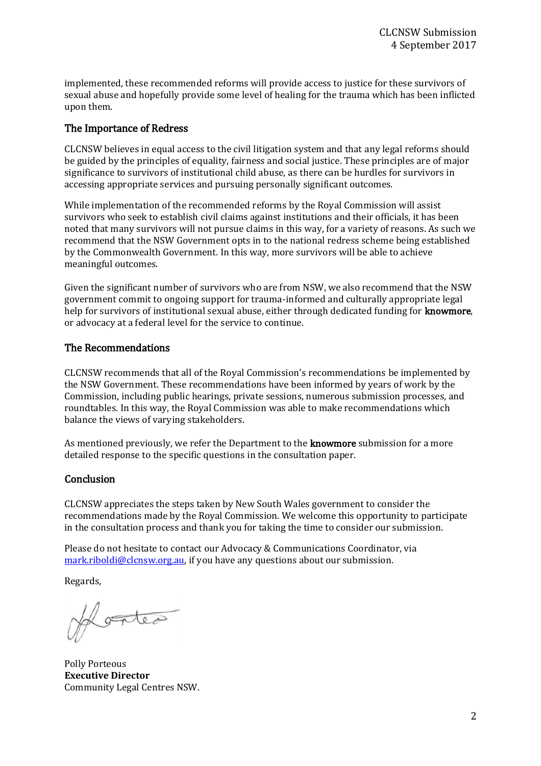implemented, these recommended reforms will provide access to justice for these survivors of sexual abuse and hopefully provide some level of healing for the trauma which has been inflicted upon them.

## The Importance of Redress

CLCNSW believes in equal access to the civil litigation system and that any legal reforms should be guided by the principles of equality, fairness and social justice. These principles are of major significance to survivors of institutional child abuse, as there can be hurdles for survivors in accessing appropriate services and pursuing personally significant outcomes.

While implementation of the recommended reforms by the Royal Commission will assist survivors who seek to establish civil claims against institutions and their officials, it has been noted that many survivors will not pursue claims in this way, for a variety of reasons. As such we recommend that the NSW Government opts in to the national redress scheme being established by the Commonwealth Government. In this way, more survivors will be able to achieve meaningful outcomes.

Given the significant number of survivors who are from NSW, we also recommend that the NSW government commit to ongoing support for trauma-informed and culturally appropriate legal help for survivors of institutional sexual abuse, either through dedicated funding for **knowmore**, or advocacy at a federal level for the service to continue.

## The Recommendations

CLCNSW recommends that all of the Royal Commission's recommendations be implemented by the NSW Government. These recommendations have been informed by years of work by the Commission, including public hearings, private sessions, numerous submission processes, and roundtables. In this way, the Royal Commission was able to make recommendations which balance the views of varying stakeholders.

As mentioned previously, we refer the Department to the **knowmore** submission for a more detailed response to the specific questions in the consultation paper.

## Conclusion

CLCNSW appreciates the steps taken by New South Wales government to consider the recommendations made by the Royal Commission. We welcome this opportunity to participate in the consultation process and thank you for taking the time to consider our submission.

Please do not hesitate to contact our Advocacy & Communications Coordinator, via mark.riboldi@clcnsw.org.au, if you have any questions about our submission.

Regards,

Polly Porteous
**Executive Director**
Community Legal Centres NSW.